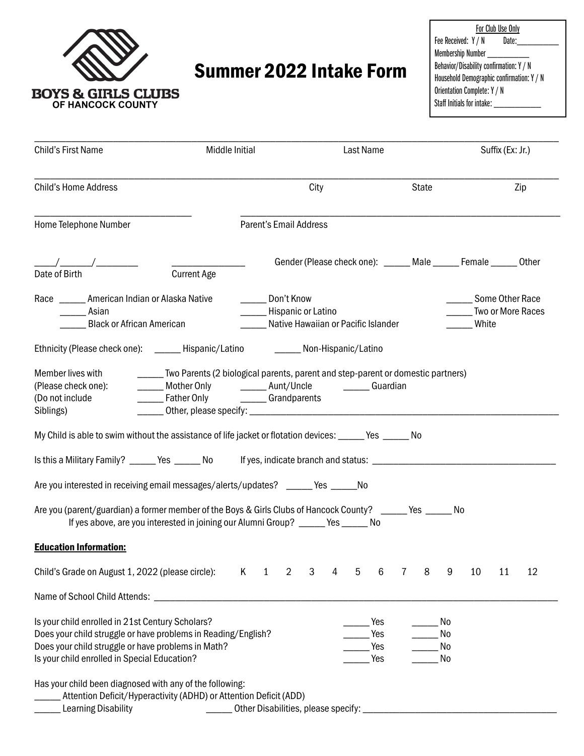BOYS & GIRLS CLUBS OF HANCOCK COUNTY

# Summer 2022 Intake Form

**For Club Use Only**
Fee Received: Y / N  Date:__________
Membership Number ___________
Behavior/Disability confirmation: Y / N
Household Demographic confirmation: Y / N
Orientation Complete: Y / N
Staff Initials for intake: ____________

Child's First Name ____________ Middle Initial ____________ Last Name ____________ Suffix (Ex: Jr.) ____________

Child's Home Address ____________ City ____________ State ____________ Zip ____________

Home Telephone Number ____________ Parent's Email Address ____________

____/______/________ Date of Birth  ______________ Current Age

Gender (Please check one): _____ Male _____ Female _____ Other

Race
_____ American Indian or Alaska Native
_____ Asian
_____ Black or African American
_____ Don't Know
_____ Hispanic or Latino
_____ Native Hawaiian or Pacific Islander
_____ Some Other Race
_____ Two or More Races
_____ White

Ethnicity (Please check one): _____ Hispanic/Latino _____ Non-Hispanic/Latino

Member lives with (Please check one): (Do not include Siblings)
_____ Two Parents (2 biological parents, parent and step-parent or domestic partners)
_____ Mother Only _____ Aunt/Uncle _____ Guardian
_____ Father Only _____ Grandparents
_____ Other, please specify: ____________________

My Child is able to swim without the assistance of life jacket or flotation devices: _____ Yes _____ No

Is this a Military Family? _____ Yes _____ No  If yes, indicate branch and status: ____________________

Are you interested in receiving email messages/alerts/updates? _____ Yes _____No

Are you (parent/guardian) a former member of the Boys & Girls Clubs of Hancock County? _____ Yes _____ No
If yes above, are you interested in joining our Alumni Group? _____ Yes _____ No

**Education Information:**

Child's Grade on August 1, 2022 (please circle): K 1 2 3 4 5 6 7 8 9 10 11 12

Name of School Child Attends: ____________________

Is your child enrolled in 21st Century Scholars? _____ Yes _____ No
Does your child struggle or have problems in Reading/English? _____ Yes _____ No
Does your child struggle or have problems in Math? _____ Yes _____ No
Is your child enrolled in Special Education? _____ Yes _____ No

Has your child been diagnosed with any of the following:
_____ Attention Deficit/Hyperactivity (ADHD) or Attention Deficit (ADD)
_____ Learning Disability _____ Other Disabilities, please specify: ____________________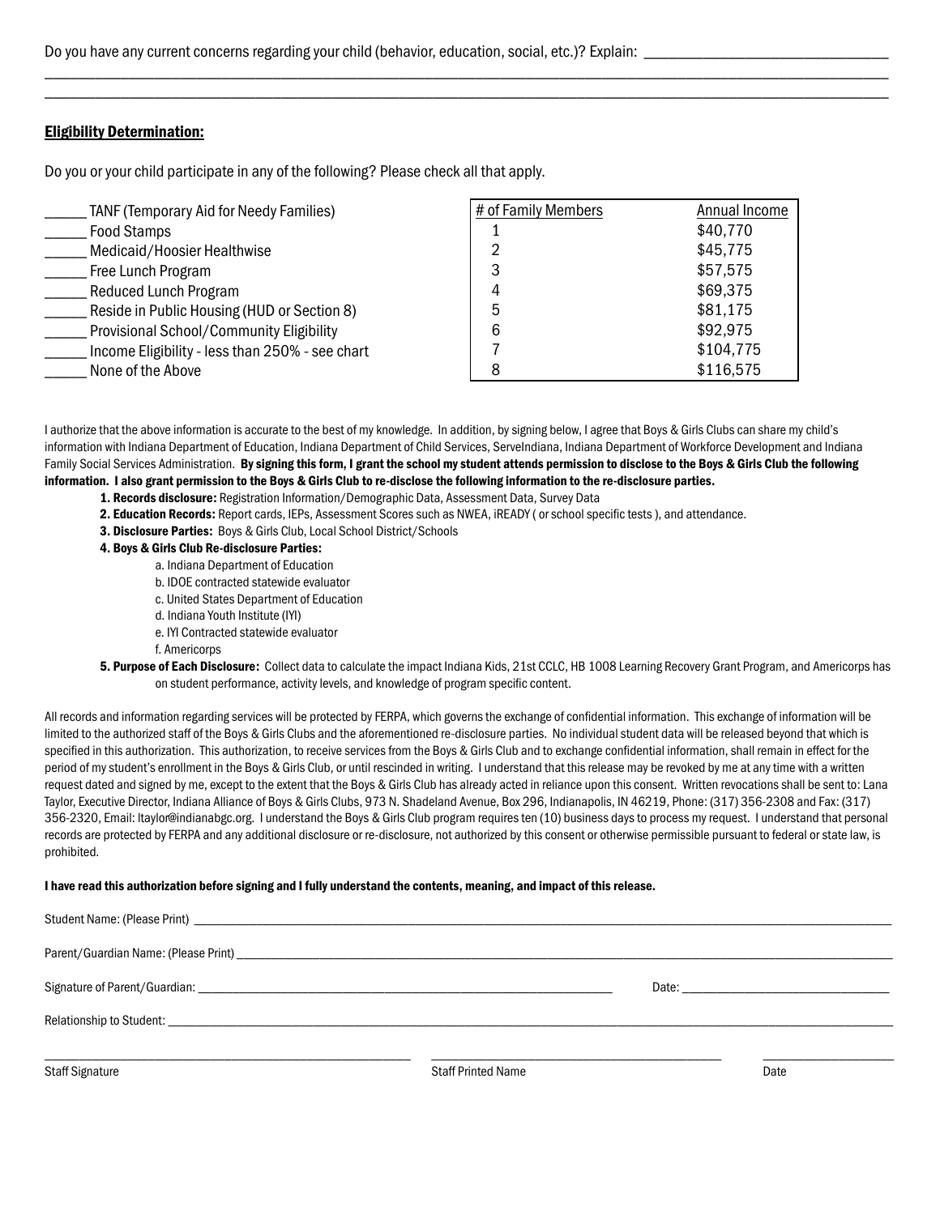Do you have any current concerns regarding your child (behavior, education, social, etc.)? Explain: ________________________________
________________________________________________________________________________________________________
________________________________________________________________________________________________________

## Eligibility Determination:

Do you or your child participate in any of the following? Please check all that apply.

_____ TANF (Temporary Aid for Needy Families)
_____ Food Stamps
_____ Medicaid/Hoosier Healthwise
_____ Free Lunch Program
_____ Reduced Lunch Program
_____ Reside in Public Housing (HUD or Section 8)
_____ Provisional School/Community Eligibility
_____ Income Eligibility - less than 250% - see chart
_____ None of the Above

| # of Family Members | Annual Income |
|---|---|
| 1 | $40,770 |
| 2 | $45,775 |
| 3 | $57,575 |
| 4 | $69,375 |
| 5 | $81,175 |
| 6 | $92,975 |
| 7 | $104,775 |
| 8 | $116,575 |

I authorize that the above information is accurate to the best of my knowledge. In addition, by signing below, I agree that Boys & Girls Clubs can share my child's information with Indiana Department of Education, Indiana Department of Child Services, ServeIndiana, Indiana Department of Workforce Development and Indiana Family Social Services Administration. **By signing this form, I grant the school my student attends permission to disclose to the Boys & Girls Club the following information. I also grant permission to the Boys & Girls Club to re-disclose the following information to the re-disclosure parties.**

1. **Records disclosure:** Registration Information/Demographic Data, Assessment Data, Survey Data
2. **Education Records:** Report cards, IEPs, Assessment Scores such as NWEA, iREADY ( or school specific tests ), and attendance.
3. **Disclosure Parties:** Boys & Girls Club, Local School District/Schools
4. **Boys & Girls Club Re-disclosure Parties:**
   a. Indiana Department of Education
   b. IDOE contracted statewide evaluator
   c. United States Department of Education
   d. Indiana Youth Institute (IYI)
   e. IYI Contracted statewide evaluator
   f. Americorps
5. **Purpose of Each Disclosure:** Collect data to calculate the impact Indiana Kids, 21st CCLC, HB 1008 Learning Recovery Grant Program, and Americorps has on student performance, activity levels, and knowledge of program specific content.

All records and information regarding services will be protected by FERPA, which governs the exchange of confidential information. This exchange of information will be limited to the authorized staff of the Boys & Girls Clubs and the aforementioned re-disclosure parties. No individual student data will be released beyond that which is specified in this authorization. This authorization, to receive services from the Boys & Girls Club and to exchange confidential information, shall remain in effect for the period of my student's enrollment in the Boys & Girls Club, or until rescinded in writing. I understand that this release may be revoked by me at any time with a written request dated and signed by me, except to the extent that the Boys & Girls Club has already acted in reliance upon this consent. Written revocations shall be sent to: Lana Taylor, Executive Director, Indiana Alliance of Boys & Girls Clubs, 973 N. Shadeland Avenue, Box 296, Indianapolis, IN 46219, Phone: (317) 356-2308 and Fax: (317) 356-2320, Email: ltaylor@indianabgc.org. I understand the Boys & Girls Club program requires ten (10) business days to process my request. I understand that personal records are protected by FERPA and any additional disclosure or re-disclosure, not authorized by this consent or otherwise permissible pursuant to federal or state law, is prohibited.

**I have read this authorization before signing and I fully understand the contents, meaning, and impact of this release.**

Student Name: (Please Print) ________________________________________________

Parent/Guardian Name: (Please Print) ________________________________________________

Signature of Parent/Guardian: ________________________________ Date: ____________________

Relationship to Student: ________________________________________________

________________________________ ________________________________ ____________________
Staff Signature Staff Printed Name Date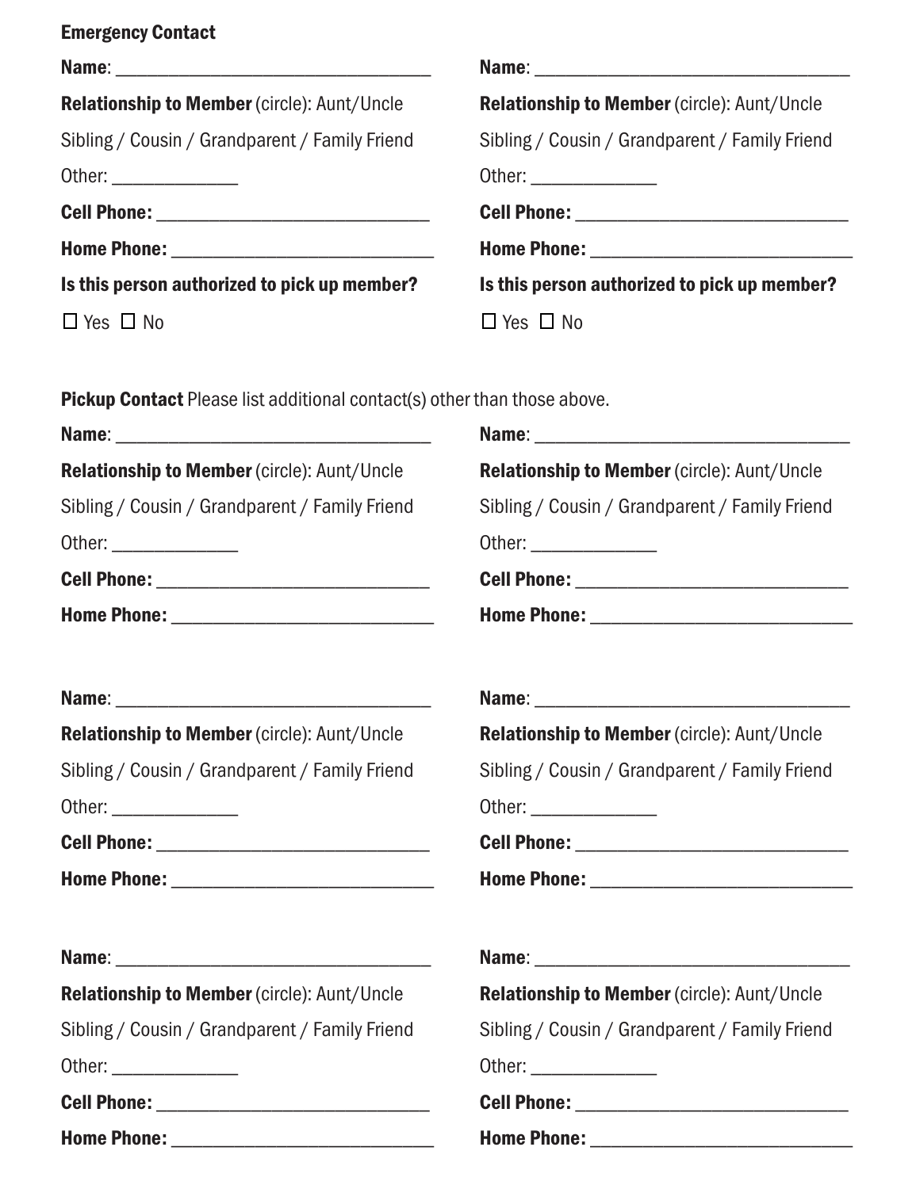**Emergency Contact**

**Name**: ______________________________

**Relationship to Member** (circle): Aunt/Uncle Sibling / Cousin / Grandparent / Family Friend

Other: ____________

**Cell Phone:** ___________________________

**Home Phone:** __________________________

**Is this person authorized to pick up member?**

☐ Yes ☐ No

**Name**: ______________________________

**Relationship to Member** (circle): Aunt/Uncle Sibling / Cousin / Grandparent / Family Friend

Other: ____________

**Cell Phone:** ___________________________

**Home Phone:** __________________________

**Is this person authorized to pick up member?**

☐ Yes ☐ No

**Pickup Contact** Please list additional contact(s) other than those above.

**Name**: ______________________________

**Relationship to Member** (circle): Aunt/Uncle Sibling / Cousin / Grandparent / Family Friend

Other: ____________

**Cell Phone:** ___________________________

**Home Phone:** __________________________

**Name**: ______________________________

**Relationship to Member** (circle): Aunt/Uncle Sibling / Cousin / Grandparent / Family Friend

Other: ____________

**Cell Phone:** ___________________________

**Home Phone:** __________________________

**Name**: ______________________________

**Relationship to Member** (circle): Aunt/Uncle Sibling / Cousin / Grandparent / Family Friend

Other: ____________

**Cell Phone:** ___________________________

**Home Phone:** __________________________

**Name**: ______________________________

**Relationship to Member** (circle): Aunt/Uncle Sibling / Cousin / Grandparent / Family Friend

Other: ____________

**Cell Phone:** ___________________________

**Home Phone:** __________________________

**Name**: ______________________________

**Relationship to Member** (circle): Aunt/Uncle Sibling / Cousin / Grandparent / Family Friend

Other: ____________

**Cell Phone:** ___________________________

**Home Phone:** __________________________

**Name**: ______________________________

**Relationship to Member** (circle): Aunt/Uncle Sibling / Cousin / Grandparent / Family Friend

Other: ____________

**Cell Phone:** ___________________________

**Home Phone:** __________________________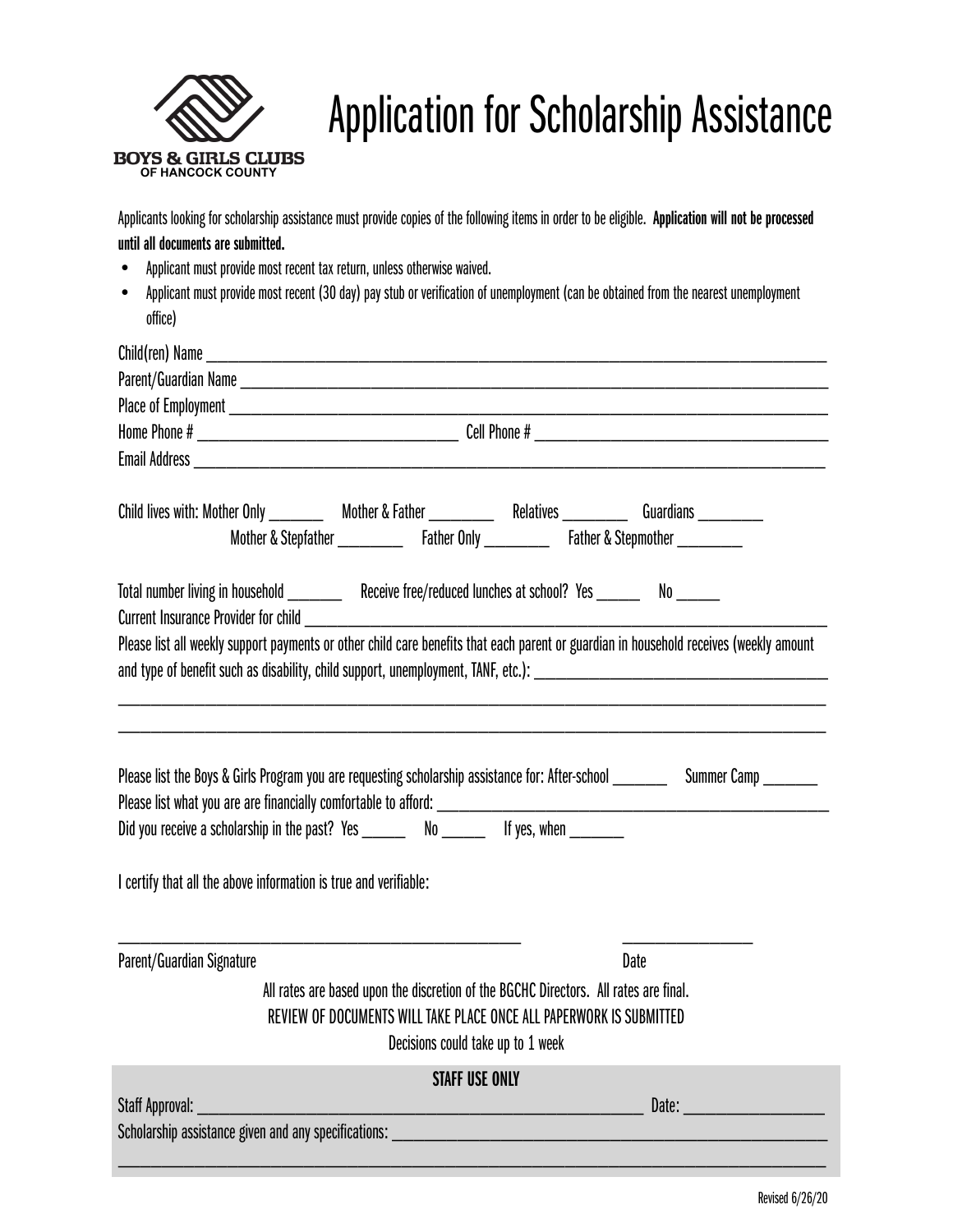BOYS & GIRLS CLUBS
OF HANCOCK COUNTY

# Application for Scholarship Assistance

Applicants looking for scholarship assistance must provide copies of the following items in order to be eligible. **Application will not be processed until all documents are submitted.**

- Applicant must provide most recent tax return, unless otherwise waived.
- Applicant must provide most recent (30 day) pay stub or verification of unemployment (can be obtained from the nearest unemployment office)

Child(ren) Name ______________________________________________________________

Parent/Guardian Name __________________________________________________________

Place of Employment ___________________________________________________________

Home Phone # ______________________________ Cell Phone # ______________________________

Email Address ________________________________________________________________

Child lives with: Mother Only ________ Mother & Father _________ Relatives _________ Guardians _________

Mother & Stepfather _________ Father Only _________ Father & Stepmother _________

Total number living in household ________ Receive free/reduced lunches at school? Yes ______ No ______

Current Insurance Provider for child ______________________________________________________

Please list all weekly support payments or other child care benefits that each parent or guardian in household receives (weekly amount and type of benefit such as disability, child support, unemployment, TANF, etc.): ______________________________________

______________________________________________________________________________

______________________________________________________________________________

Please list the Boys & Girls Program you are requesting scholarship assistance for: After-school _______ Summer Camp _______

Please list what you are are financially comfortable to afford: ______________________________________

Did you receive a scholarship in the past? Yes ______ No ______ If yes, when _______

I certify that all the above information is true and verifiable:

______________________________________________ ________________

Parent/Guardian Signature Date

All rates are based upon the discretion of the BGCHC Directors. All rates are final.

REVIEW OF DOCUMENTS WILL TAKE PLACE ONCE ALL PAPERWORK IS SUBMITTED

Decisions could take up to 1 week

**STAFF USE ONLY**

Staff Approval: ________________________________________________ Date: ________________

Scholarship assistance given and any specifications: ______________________________________________

______________________________________________________________________________

Revised 6/26/20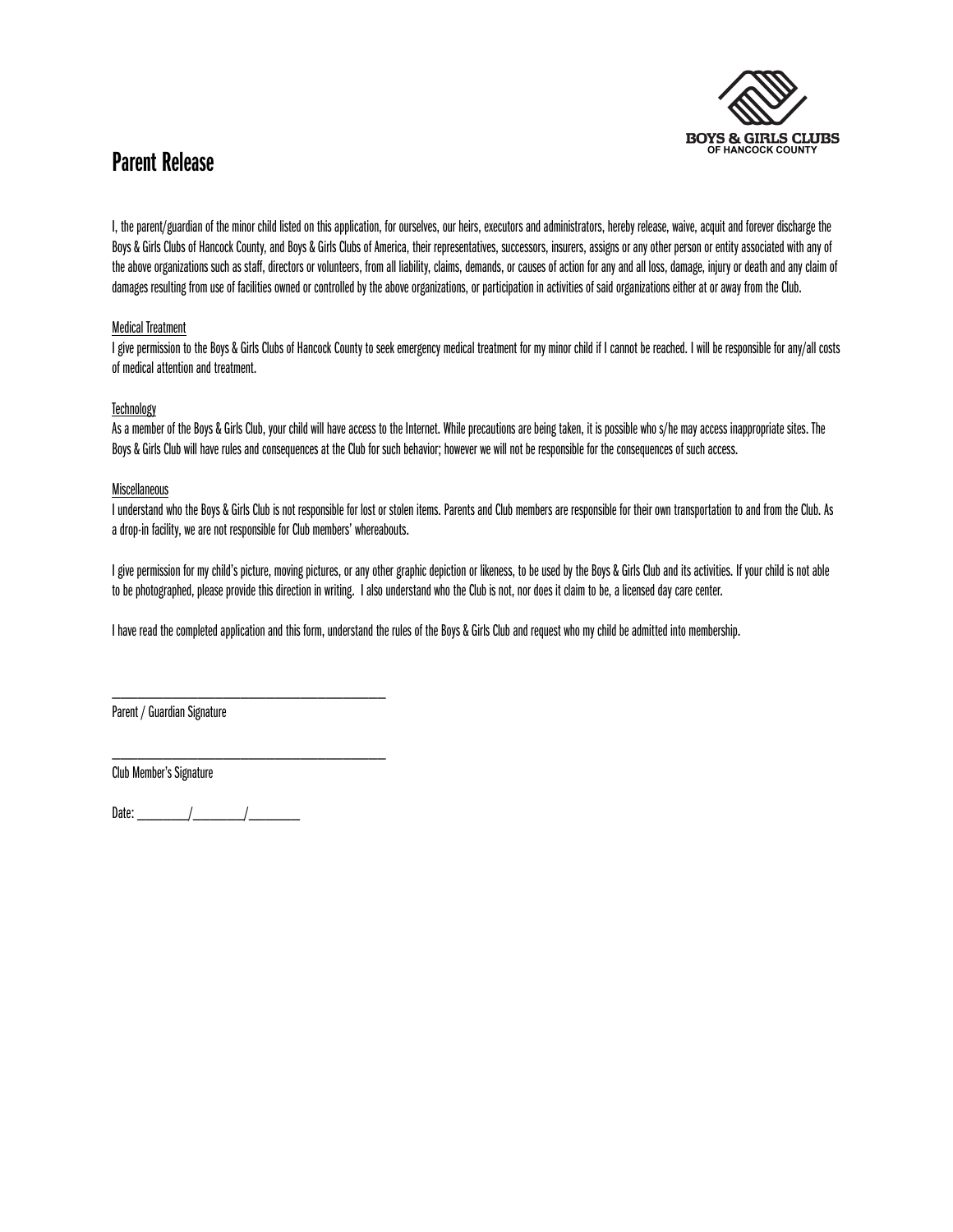BOYS & GIRLS CLUBS
OF HANCOCK COUNTY

# Parent Release

I, the parent/guardian of the minor child listed on this application, for ourselves, our heirs, executors and administrators, hereby release, waive, acquit and forever discharge the Boys & Girls Clubs of Hancock County, and Boys & Girls Clubs of America, their representatives, successors, insurers, assigns or any other person or entity associated with any of the above organizations such as staff, directors or volunteers, from all liability, claims, demands, or causes of action for any and all loss, damage, injury or death and any claim of damages resulting from use of facilities owned or controlled by the above organizations, or participation in activities of said organizations either at or away from the Club.

<u>Medical Treatment</u>
I give permission to the Boys & Girls Clubs of Hancock County to seek emergency medical treatment for my minor child if I cannot be reached. I will be responsible for any/all costs of medical attention and treatment.

<u>Technology</u>
As a member of the Boys & Girls Club, your child will have access to the Internet. While precautions are being taken, it is possible who s/he may access inappropriate sites. The Boys & Girls Club will have rules and consequences at the Club for such behavior; however we will not be responsible for the consequences of such access.

<u>Miscellaneous</u>
I understand who the Boys & Girls Club is not responsible for lost or stolen items. Parents and Club members are responsible for their own transportation to and from the Club. As a drop-in facility, we are not responsible for Club members' whereabouts.

I give permission for my child's picture, moving pictures, or any other graphic depiction or likeness, to be used by the Boys & Girls Club and its activities. If your child is not able to be photographed, please provide this direction in writing. I also understand who the Club is not, nor does it claim to be, a licensed day care center.

I have read the completed application and this form, understand the rules of the Boys & Girls Club and request who my child be admitted into membership.

_______________________________________
Parent / Guardian Signature

_______________________________________
Club Member's Signature

Date: ________/________/________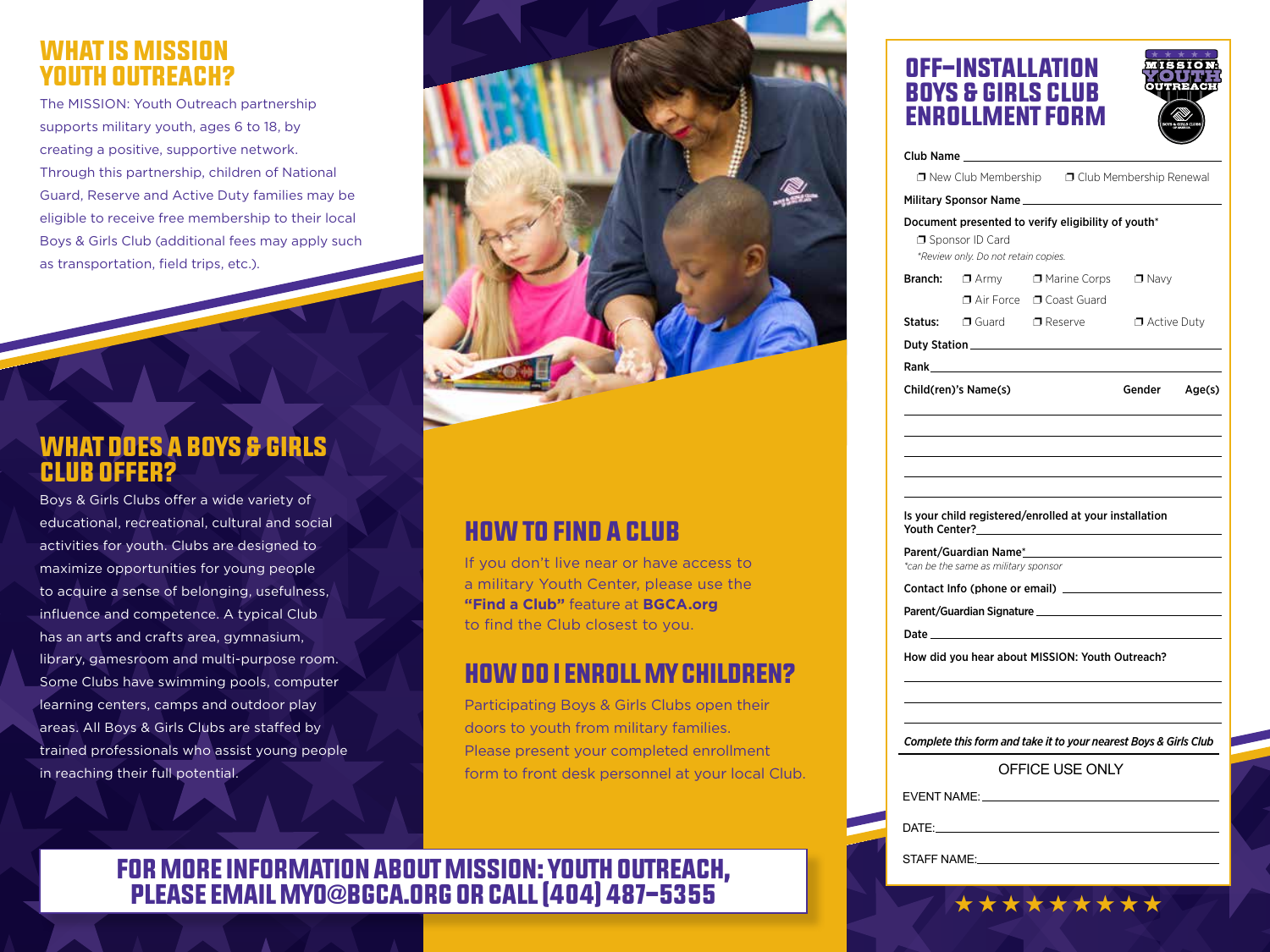## WHAT IS MISSION YOUTH OUTREACH?

The MISSION: Youth Outreach partnership supports military youth, ages 6 to 18, by creating a positive, supportive network. Through this partnership, children of National Guard, Reserve and Active Duty families may be eligible to receive free membership to their local Boys & Girls Club (additional fees may apply such as transportation, field trips, etc.).

## WHAT DOES A BOYS & GIRLS CLUB OFFER?

Boys & Girls Clubs offer a wide variety of educational, recreational, cultural and social activities for youth. Clubs are designed to maximize opportunities for young people to acquire a sense of belonging, usefulness, influence and competence. A typical Club has an arts and crafts area, gymnasium, library, gamesroom and multi-purpose room. Some Clubs have swimming pools, computer learning centers, camps and outdoor play areas. All Boys & Girls Clubs are staffed by trained professionals who assist young people in reaching their full potential.

## HOW TO FIND A CLUB

If you don't live near or have access to a military Youth Center, please use the **"Find a Club"** feature at **BGCA.org** to find the Club closest to you.

## HOW DO I ENROLL MY CHILDREN?

Participating Boys & Girls Clubs open their doors to youth from military families. Please present your completed enrollment form to front desk personnel at your local Club.

## FOR MORE INFORMATION ABOUT MISSION: YOUTH OUTREACH, PLEASE EMAIL MYO@BGCA.ORG OR CALL (404) 487-5355

## OFF-INSTALLATION BOYS & GIRLS CLUB ENROLLMENT FORM

MISSION: YOUTH OUTREACH

**Club Name** ______________________

❒ New Club Membership ❒ Club Membership Renewal

**Military Sponsor Name** ______________________

**Document presented to verify eligibility of youth***

❒ Sponsor ID Card

*\*Review only. Do not retain copies.*

**Branch:** ❒ Army ❒ Marine Corps ❒ Navy ❒ Air Force ❒ Coast Guard

**Status:** ❒ Guard ❒ Reserve ❒ Active Duty

**Duty Station** ______________________

**Rank** ______________________

| Child(ren)'s Name(s) | Gender | Age(s) |
|---|---|---|
| | | |
| | | |
| | | |
| | | |

**Is your child registered/enrolled at your installation Youth Center?** ______________________

**Parent/Guardian Name*** ______________________

*\*can be the same as military sponsor*

**Contact Info (phone or email)** ______________________

**Parent/Guardian Signature** ______________________

**Date** ______________________

**How did you hear about MISSION: Youth Outreach?**

______________________

***Complete this form and take it to your nearest Boys & Girls Club***

OFFICE USE ONLY

EVENT NAME: ______________________

DATE: ______________________

STAFF NAME: ______________________